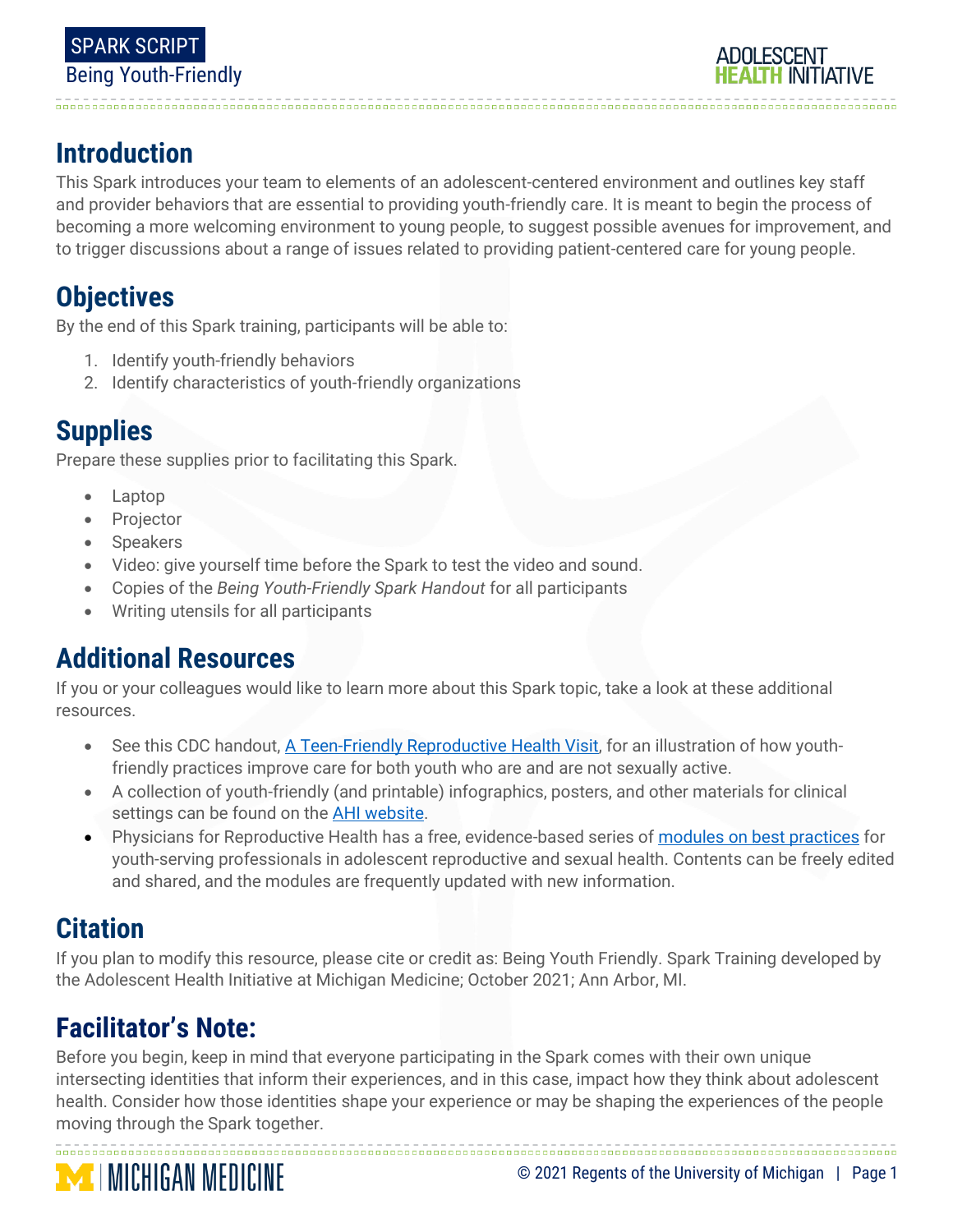# SPARK SCRIPT
Being Youth-Friendly

## Introduction

This Spark introduces your team to elements of an adolescent-centered environment and outlines key staff and provider behaviors that are essential to providing youth-friendly care. It is meant to begin the process of becoming a more welcoming environment to young people, to suggest possible avenues for improvement, and to trigger discussions about a range of issues related to providing patient-centered care for young people.

## Objectives

By the end of this Spark training, participants will be able to:

1. Identify youth-friendly behaviors
2. Identify characteristics of youth-friendly organizations

## Supplies

Prepare these supplies prior to facilitating this Spark.

- Laptop
- Projector
- Speakers
- Video: give yourself time before the Spark to test the video and sound.
- Copies of the *Being Youth-Friendly Spark Handout* for all participants
- Writing utensils for all participants

## Additional Resources

If you or your colleagues would like to learn more about this Spark topic, take a look at these additional resources.

- See this CDC handout, A Teen-Friendly Reproductive Health Visit, for an illustration of how youth-friendly practices improve care for both youth who are and are not sexually active.
- A collection of youth-friendly (and printable) infographics, posters, and other materials for clinical settings can be found on the AHI website.
- Physicians for Reproductive Health has a free, evidence-based series of modules on best practices for youth-serving professionals in adolescent reproductive and sexual health. Contents can be freely edited and shared, and the modules are frequently updated with new information.

## Citation

If you plan to modify this resource, please cite or credit as: Being Youth Friendly. Spark Training developed by the Adolescent Health Initiative at Michigan Medicine; October 2021; Ann Arbor, MI.

## Facilitator's Note:

Before you begin, keep in mind that everyone participating in the Spark comes with their own unique intersecting identities that inform their experiences, and in this case, impact how they think about adolescent health. Consider how those identities shape your experience or may be shaping the experiences of the people moving through the Spark together.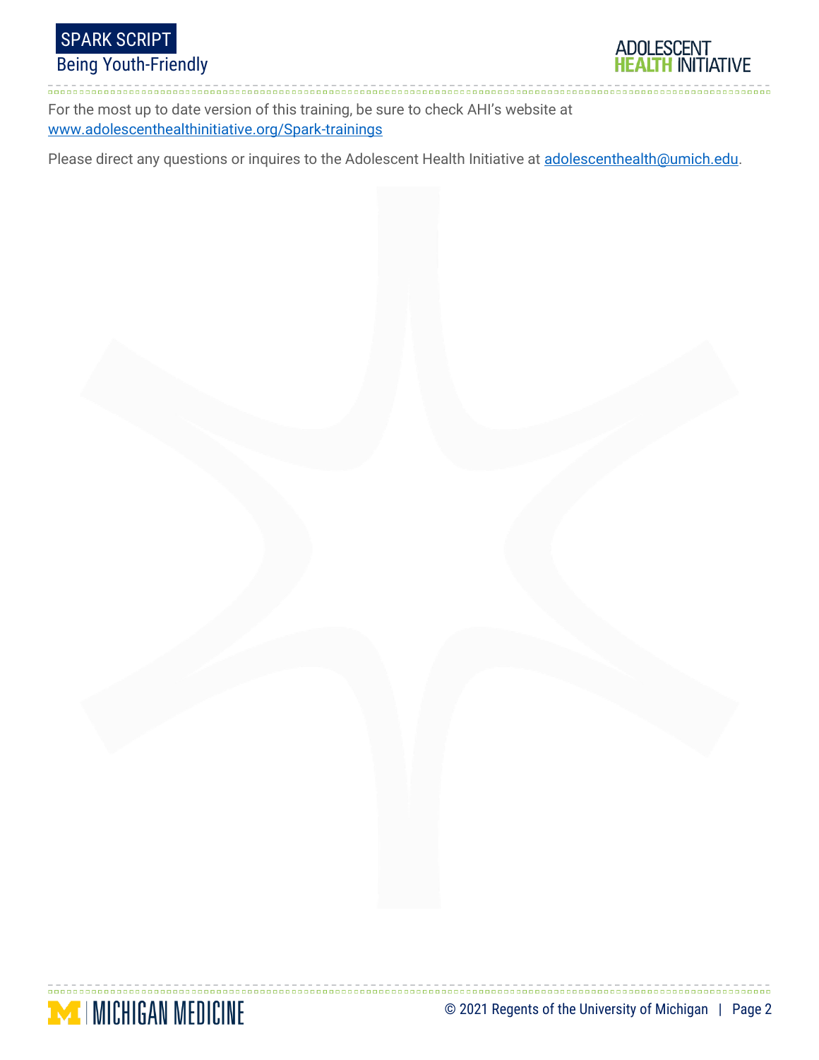For the most up to date version of this training, be sure to check AHI's website at [www.adolescenthealthinitiative.org/Spark-trainings](www.adolescenthealthinitiative.org/Spark-trainings)

Please direct any questions or inquires to the Adolescent Health Initiative at [adolescenthealth@umich.edu](mailto:adolescenthealth@umich.edu).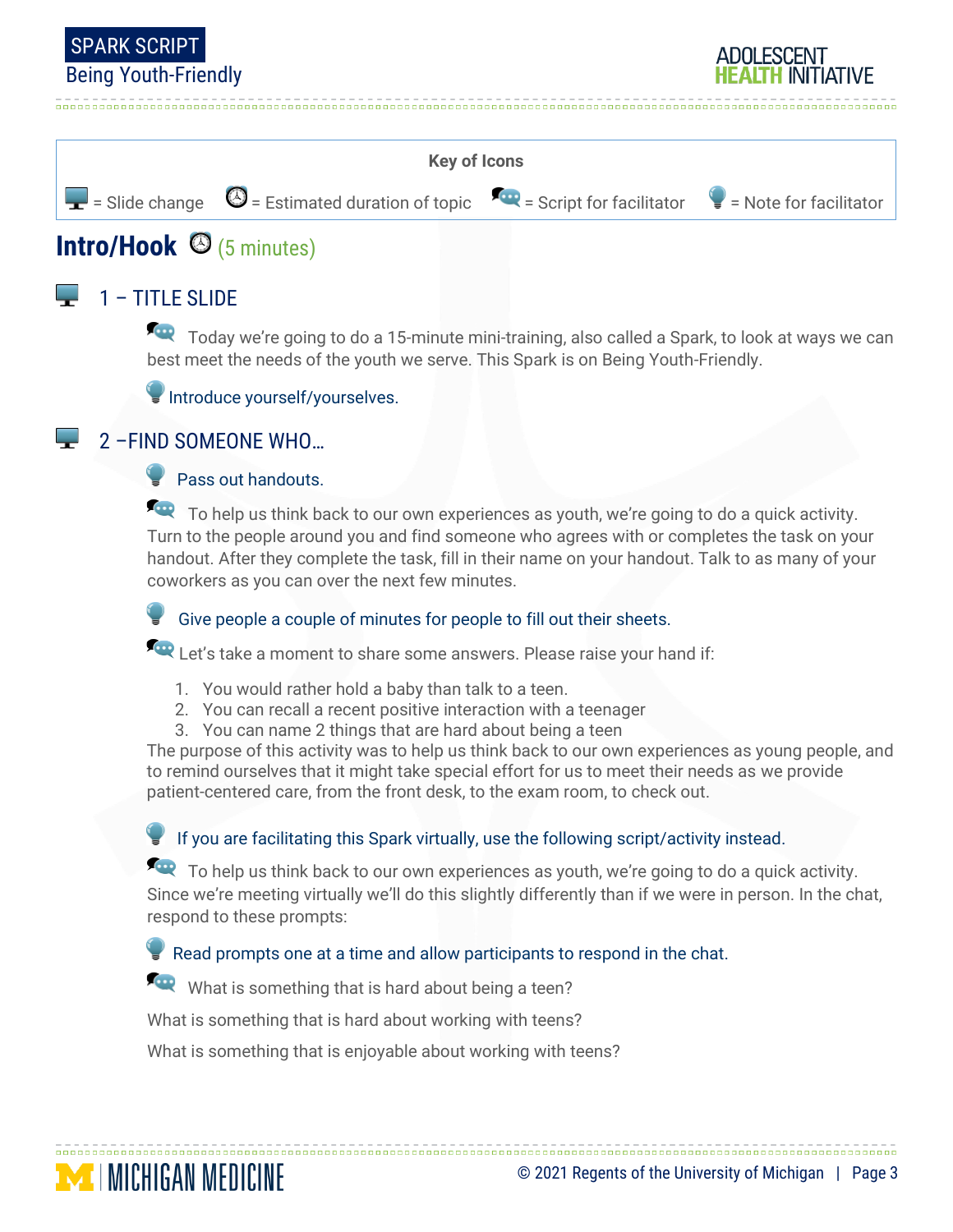**Key of Icons**

= Slide change = Estimated duration of topic = Script for facilitator = Note for facilitator

# Intro/Hook (5 minutes)

## 1 – TITLE SLIDE

Today we're going to do a 15-minute mini-training, also called a Spark, to look at ways we can best meet the needs of the youth we serve. This Spark is on Being Youth-Friendly.

Introduce yourself/yourselves.

## 2 –FIND SOMEONE WHO…

Pass out handouts.

To help us think back to our own experiences as youth, we're going to do a quick activity. Turn to the people around you and find someone who agrees with or completes the task on your handout. After they complete the task, fill in their name on your handout. Talk to as many of your coworkers as you can over the next few minutes.

Give people a couple of minutes for people to fill out their sheets.

Let's take a moment to share some answers. Please raise your hand if:

1. You would rather hold a baby than talk to a teen.
2. You can recall a recent positive interaction with a teenager
3. You can name 2 things that are hard about being a teen

The purpose of this activity was to help us think back to our own experiences as young people, and to remind ourselves that it might take special effort for us to meet their needs as we provide patient-centered care, from the front desk, to the exam room, to check out.

If you are facilitating this Spark virtually, use the following script/activity instead.

To help us think back to our own experiences as youth, we're going to do a quick activity. Since we're meeting virtually we'll do this slightly differently than if we were in person. In the chat, respond to these prompts:

Read prompts one at a time and allow participants to respond in the chat.

What is something that is hard about being a teen?

What is something that is hard about working with teens?

What is something that is enjoyable about working with teens?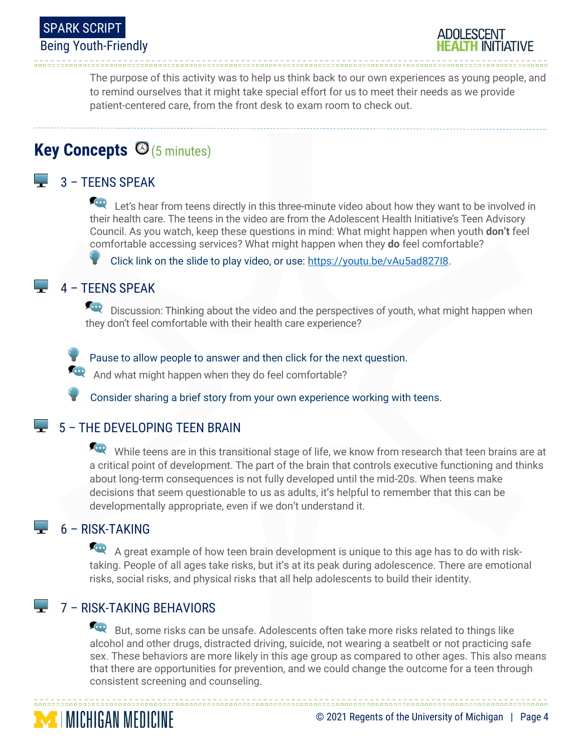The purpose of this activity was to help us think back to our own experiences as young people, and to remind ourselves that it might take special effort for us to meet their needs as we provide patient-centered care, from the front desk to exam room to check out.

## Key Concepts (5 minutes)

### 3 – TEENS SPEAK

Let's hear from teens directly in this three-minute video about how they want to be involved in their health care. The teens in the video are from the Adolescent Health Initiative's Teen Advisory Council. As you watch, keep these questions in mind: What might happen when youth **don't** feel comfortable accessing services? What might happen when they **do** feel comfortable?

Click link on the slide to play video, or use: https://youtu.be/vAu5ad827I8.

### 4 – TEENS SPEAK

Discussion: Thinking about the video and the perspectives of youth, what might happen when they don't feel comfortable with their health care experience?

Pause to allow people to answer and then click for the next question.

And what might happen when they do feel comfortable?

Consider sharing a brief story from your own experience working with teens.

### 5 – THE DEVELOPING TEEN BRAIN

While teens are in this transitional stage of life, we know from research that teen brains are at a critical point of development. The part of the brain that controls executive functioning and thinks about long-term consequences is not fully developed until the mid-20s. When teens make decisions that seem questionable to us as adults, it's helpful to remember that this can be developmentally appropriate, even if we don't understand it.

### 6 – RISK-TAKING

A great example of how teen brain development is unique to this age has to do with risk-taking. People of all ages take risks, but it's at its peak during adolescence. There are emotional risks, social risks, and physical risks that all help adolescents to build their identity.

### 7 – RISK-TAKING BEHAVIORS

But, some risks can be unsafe. Adolescents often take more risks related to things like alcohol and other drugs, distracted driving, suicide, not wearing a seatbelt or not practicing safe sex. These behaviors are more likely in this age group as compared to other ages. This also means that there are opportunities for prevention, and we could change the outcome for a teen through consistent screening and counseling.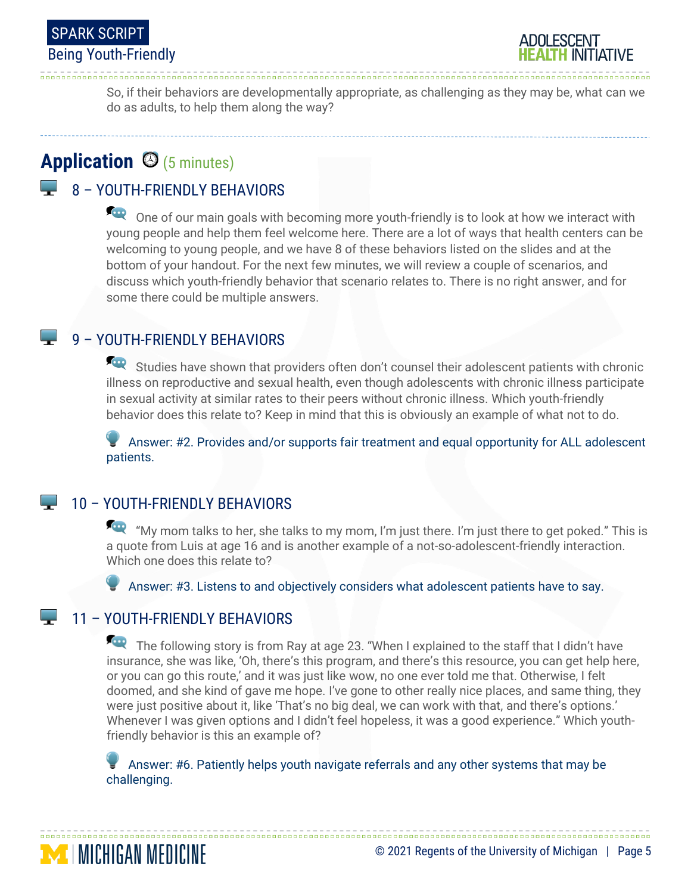So, if their behaviors are developmentally appropriate, as challenging as they may be, what can we do as adults, to help them along the way?

## Application (5 minutes)

### 8 – YOUTH-FRIENDLY BEHAVIORS

One of our main goals with becoming more youth-friendly is to look at how we interact with young people and help them feel welcome here. There are a lot of ways that health centers can be welcoming to young people, and we have 8 of these behaviors listed on the slides and at the bottom of your handout. For the next few minutes, we will review a couple of scenarios, and discuss which youth-friendly behavior that scenario relates to. There is no right answer, and for some there could be multiple answers.

### 9 – YOUTH-FRIENDLY BEHAVIORS

Studies have shown that providers often don't counsel their adolescent patients with chronic illness on reproductive and sexual health, even though adolescents with chronic illness participate in sexual activity at similar rates to their peers without chronic illness. Which youth-friendly behavior does this relate to? Keep in mind that this is obviously an example of what not to do.

Answer: #2. Provides and/or supports fair treatment and equal opportunity for ALL adolescent patients.

### 10 – YOUTH-FRIENDLY BEHAVIORS

"My mom talks to her, she talks to my mom, I'm just there. I'm just there to get poked." This is a quote from Luis at age 16 and is another example of a not-so-adolescent-friendly interaction. Which one does this relate to?

Answer: #3. Listens to and objectively considers what adolescent patients have to say.

### 11 – YOUTH-FRIENDLY BEHAVIORS

The following story is from Ray at age 23. "When I explained to the staff that I didn't have insurance, she was like, 'Oh, there's this program, and there's this resource, you can get help here, or you can go this route,' and it was just like wow, no one ever told me that. Otherwise, I felt doomed, and she kind of gave me hope. I've gone to other really nice places, and same thing, they were just positive about it, like 'That's no big deal, we can work with that, and there's options.' Whenever I was given options and I didn't feel hopeless, it was a good experience." Which youth-friendly behavior is this an example of?

Answer: #6. Patiently helps youth navigate referrals and any other systems that may be challenging.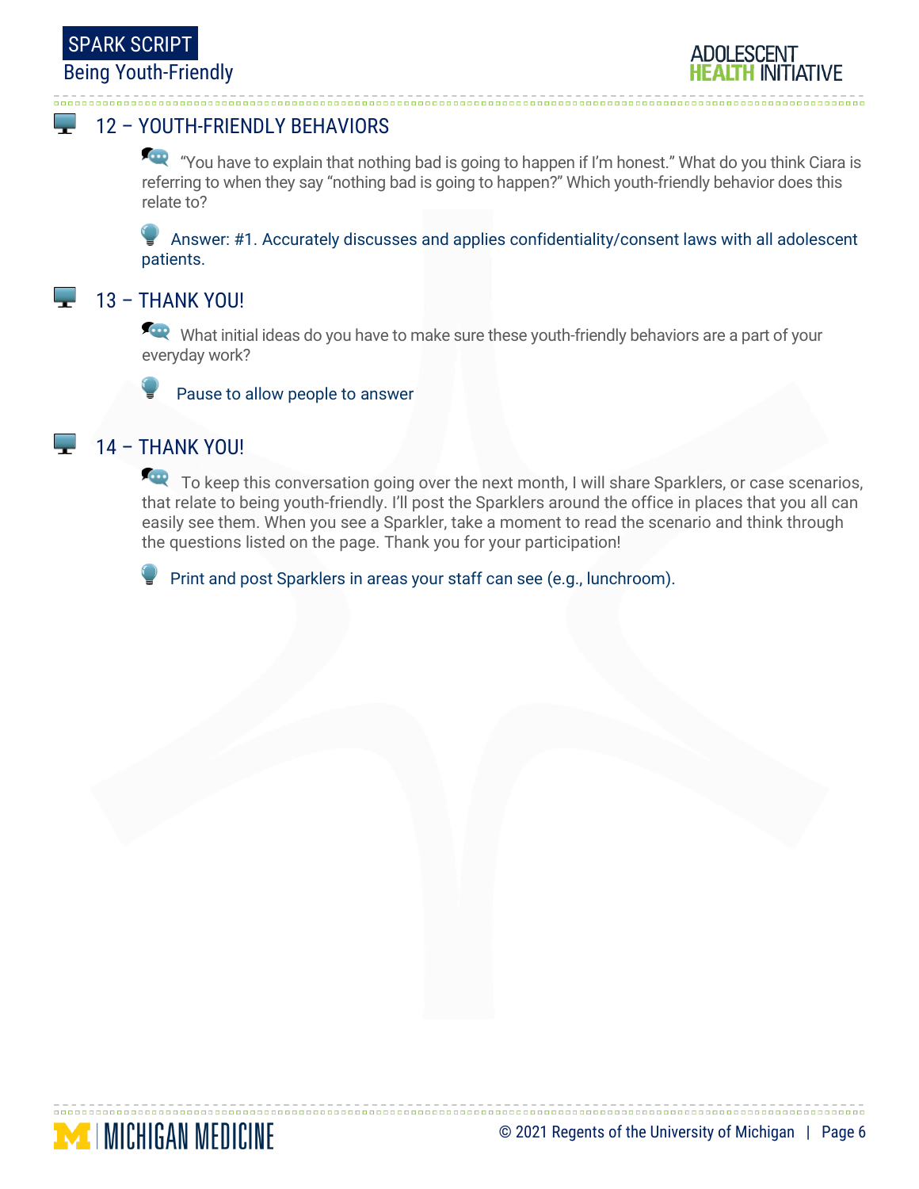## 12 – YOUTH-FRIENDLY BEHAVIORS

"You have to explain that nothing bad is going to happen if I'm honest." What do you think Ciara is referring to when they say "nothing bad is going to happen?" Which youth-friendly behavior does this relate to?

Answer: #1. Accurately discusses and applies confidentiality/consent laws with all adolescent patients.

## 13 – THANK YOU!

What initial ideas do you have to make sure these youth-friendly behaviors are a part of your everyday work?

Pause to allow people to answer

## 14 – THANK YOU!

To keep this conversation going over the next month, I will share Sparklers, or case scenarios, that relate to being youth-friendly. I'll post the Sparklers around the office in places that you all can easily see them. When you see a Sparkler, take a moment to read the scenario and think through the questions listed on the page. Thank you for your participation!

Print and post Sparklers in areas your staff can see (e.g., lunchroom).